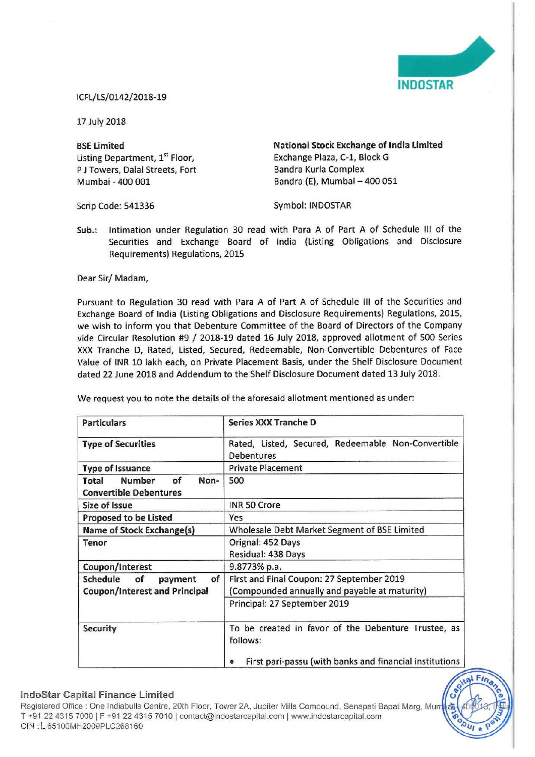ICFL/LS/0142/2018-19

17 July 2018

**BSE Limited**
Listing Department, 1st Floor,
P J Towers, Dalal Streets, Fort
Mumbai - 400 001

Scrip Code: 541336

**National Stock Exchange of India Limited**
Exchange Plaza, C-1, Block G
Bandra Kurla Complex
Bandra (E), Mumbai – 400 051

Symbol: INDOSTAR

**Sub.:** Intimation under Regulation 30 read with Para A of Part A of Schedule III of the Securities and Exchange Board of India (Listing Obligations and Disclosure Requirements) Regulations, 2015

Dear Sir/ Madam,

Pursuant to Regulation 30 read with Para A of Part A of Schedule III of the Securities and Exchange Board of India (Listing Obligations and Disclosure Requirements) Regulations, 2015, we wish to inform you that Debenture Committee of the Board of Directors of the Company vide Circular Resolution #9 / 2018-19 dated 16 July 2018, approved allotment of 500 Series XXX Tranche D, Rated, Listed, Secured, Redeemable, Non-Convertible Debentures of Face Value of INR 10 lakh each, on Private Placement Basis, under the Shelf Disclosure Document dated 22 June 2018 and Addendum to the Shelf Disclosure Document dated 13 July 2018.

We request you to note the details of the aforesaid allotment mentioned as under:

| **Particulars** | **Series XXX Tranche D** |
|---|---|
| **Type of Securities** | Rated, Listed, Secured, Redeemable Non-Convertible Debentures |
| **Type of Issuance** | Private Placement |
| **Total Number of Non-Convertible Debentures** | 500 |
| **Size of Issue** | INR 50 Crore |
| **Proposed to be Listed** | Yes |
| **Name of Stock Exchange(s)** | Wholesale Debt Market Segment of BSE Limited |
| **Tenor** | Orignal: 452 Days<br>Residual: 438 Days |
| **Coupon/Interest** | 9.8773% p.a. |
| **Schedule of payment of Coupon/Interest and Principal** | First and Final Coupon: 27 September 2019 (Compounded annually and payable at maturity)<br>Principal: 27 September 2019 |
| **Security** | To be created in favor of the Debenture Trustee, as follows:<br>• First pari-passu (with banks and financial institutions |

**IndoStar Capital Finance Limited**
Registered Office : One Indiabulls Centre, 20th Floor, Tower 2A, Jupiter Mills Compound, Senapati Bapat Marg, Mumbai 400013, India
T +91 22 4315 7000 | F +91 22 4315 7010 | contact@indostarcapital.com | www.indostarcapital.com
CIN : L65100MH2009PLC268160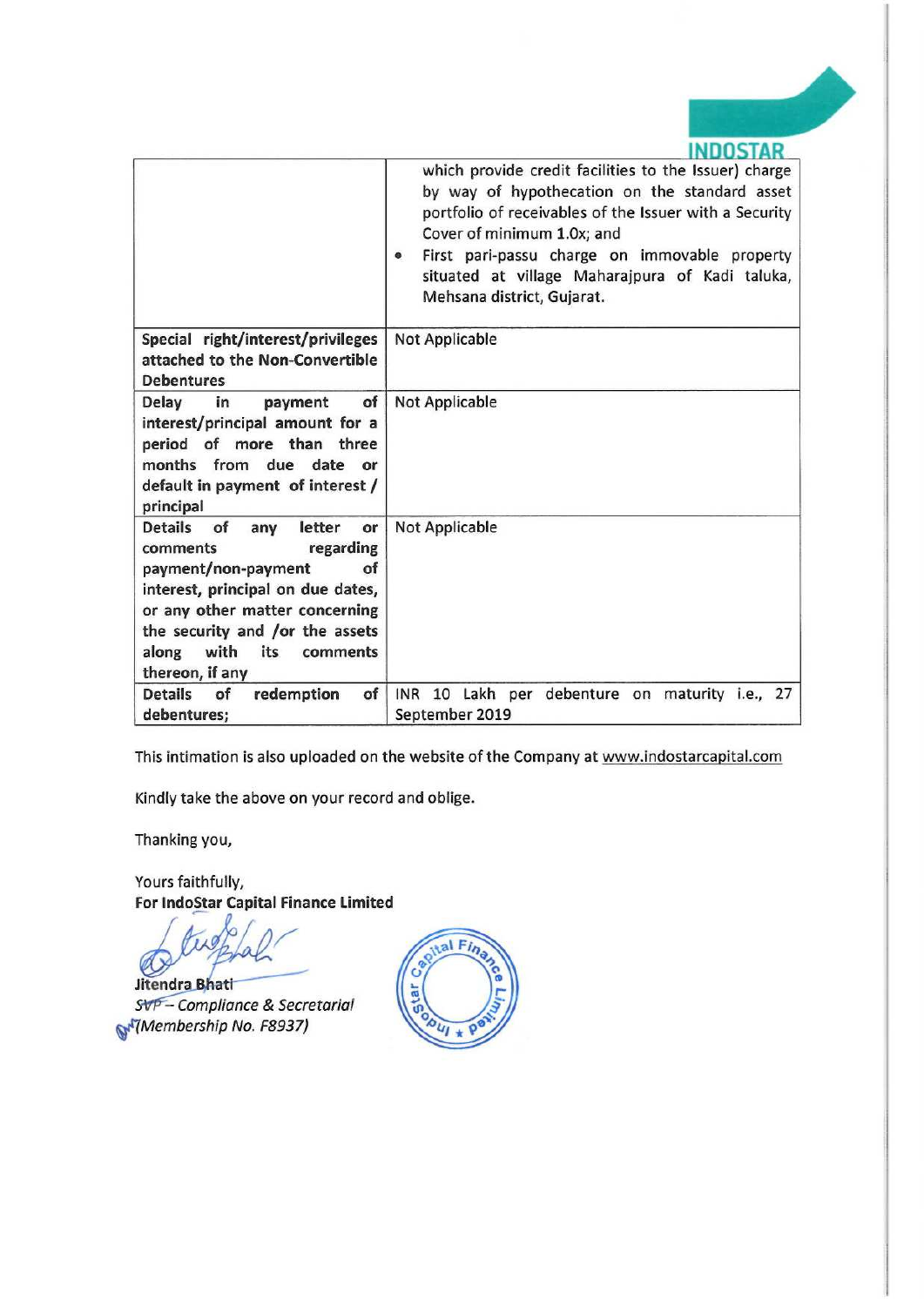| | |
|---|---|
| | which provide credit facilities to the Issuer) charge by way of hypothecation on the standard asset portfolio of receivables of the Issuer with a Security Cover of minimum 1.0x; and<br>• First pari-passu charge on immovable property situated at village Maharajpura of Kadi taluka, Mehsana district, Gujarat. |
| **Special right/interest/privileges attached to the Non-Convertible Debentures** | Not Applicable |
| **Delay in payment of interest/principal amount for a period of more than three months from due date or default in payment of interest / principal** | Not Applicable |
| **Details of any letter or comments regarding payment/non-payment of interest, principal on due dates, or any other matter concerning the security and /or the assets along with its comments thereon, if any** | Not Applicable |
| **Details of redemption of debentures;** | INR 10 Lakh per debenture on maturity i.e., 27 September 2019 |

This intimation is also uploaded on the website of the Company at www.indostarcapital.com

Kindly take the above on your record and oblige.

Thanking you,

Yours faithfully,
**For IndoStar Capital Finance Limited**

**Jitendra Bhati**
*SVP – Compliance & Secretarial*
*(Membership No. F8937)*